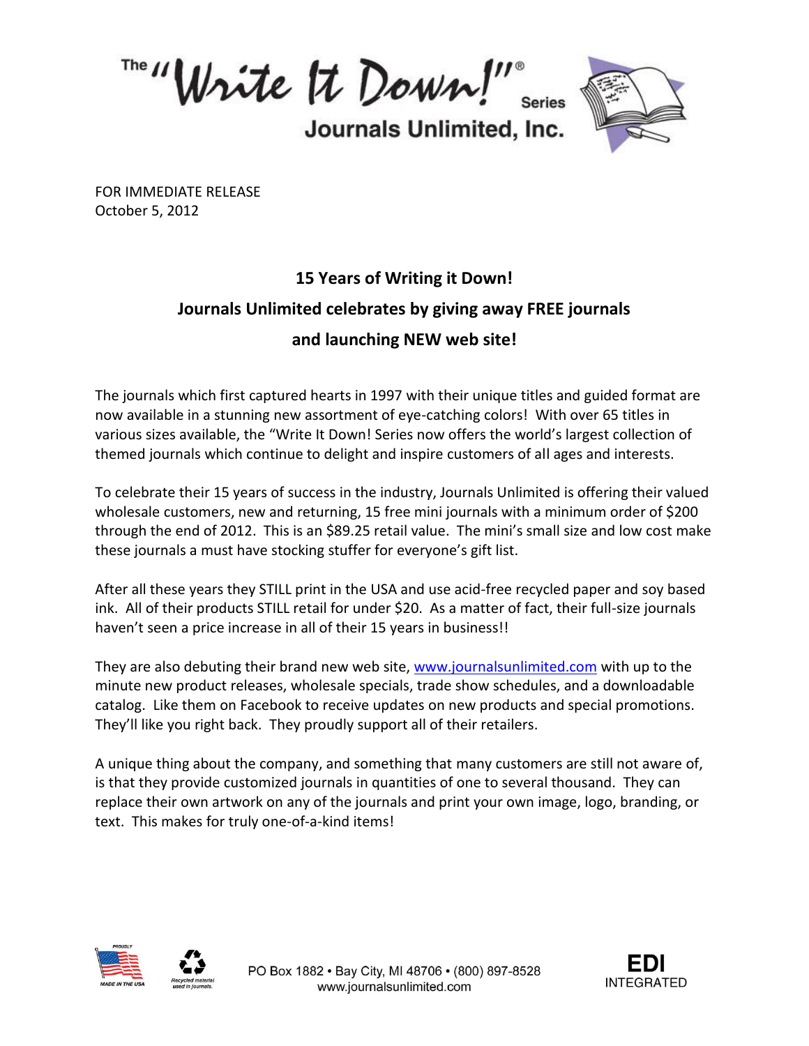The "Write It Down!"® Series

Journals Unlimited, Inc.

FOR IMMEDIATE RELEASE
October 5, 2012

## 15 Years of Writing it Down!
## Journals Unlimited celebrates by giving away FREE journals and launching NEW web site!

The journals which first captured hearts in 1997 with their unique titles and guided format are now available in a stunning new assortment of eye-catching colors! With over 65 titles in various sizes available, the "Write It Down! Series now offers the world's largest collection of themed journals which continue to delight and inspire customers of all ages and interests.

To celebrate their 15 years of success in the industry, Journals Unlimited is offering their valued wholesale customers, new and returning, 15 free mini journals with a minimum order of $200 through the end of 2012. This is an $89.25 retail value. The mini's small size and low cost make these journals a must have stocking stuffer for everyone's gift list.

After all these years they STILL print in the USA and use acid-free recycled paper and soy based ink. All of their products STILL retail for under $20. As a matter of fact, their full-size journals haven't seen a price increase in all of their 15 years in business!!

They are also debuting their brand new web site, [www.journalsunlimited.com](http://www.journalsunlimited.com) with up to the minute new product releases, wholesale specials, trade show schedules, and a downloadable catalog. Like them on Facebook to receive updates on new products and special promotions. They'll like you right back. They proudly support all of their retailers.

A unique thing about the company, and something that many customers are still not aware of, is that they provide customized journals in quantities of one to several thousand. They can replace their own artwork on any of the journals and print your own image, logo, branding, or text. This makes for truly one-of-a-kind items!

PROUDLY MADE IN THE USA

Recycled material used in journals.

PO Box 1882 • Bay City, MI 48706 • (800) 897-8528
www.journalsunlimited.com

EDI INTEGRATED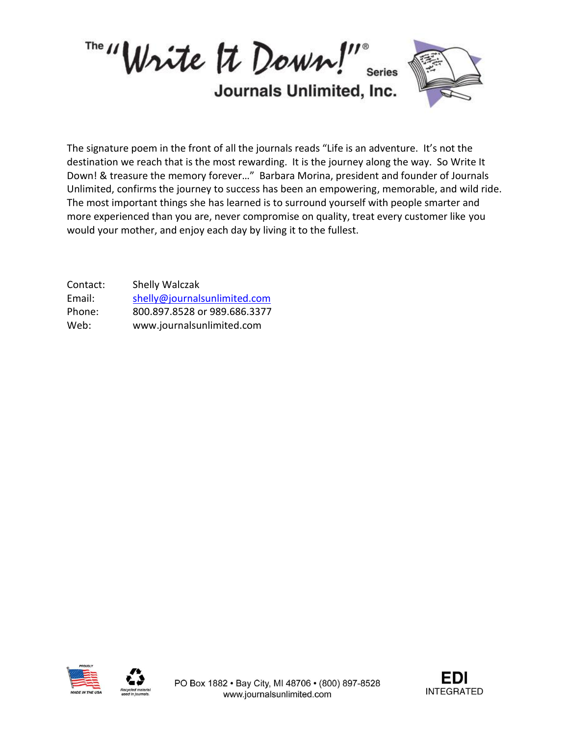The "Write It Down!"® Series

Journals Unlimited, Inc.

The signature poem in the front of all the journals reads "Life is an adventure. It's not the destination we reach that is the most rewarding. It is the journey along the way. So Write It Down! & treasure the memory forever…" Barbara Morina, president and founder of Journals Unlimited, confirms the journey to success has been an empowering, memorable, and wild ride. The most important things she has learned is to surround yourself with people smarter and more experienced than you are, never compromise on quality, treat every customer like you would your mother, and enjoy each day by living it to the fullest.

| | |
|---|---|
| Contact: | Shelly Walczak |
| Email: | shelly@journalsunlimited.com |
| Phone: | 800.897.8528 or 989.686.3377 |
| Web: | www.journalsunlimited.com |

PROUDLY MADE IN THE USA

Recycled material used in journals.

PO Box 1882 • Bay City, MI 48706 • (800) 897-8528
www.journalsunlimited.com

EDI INTEGRATED